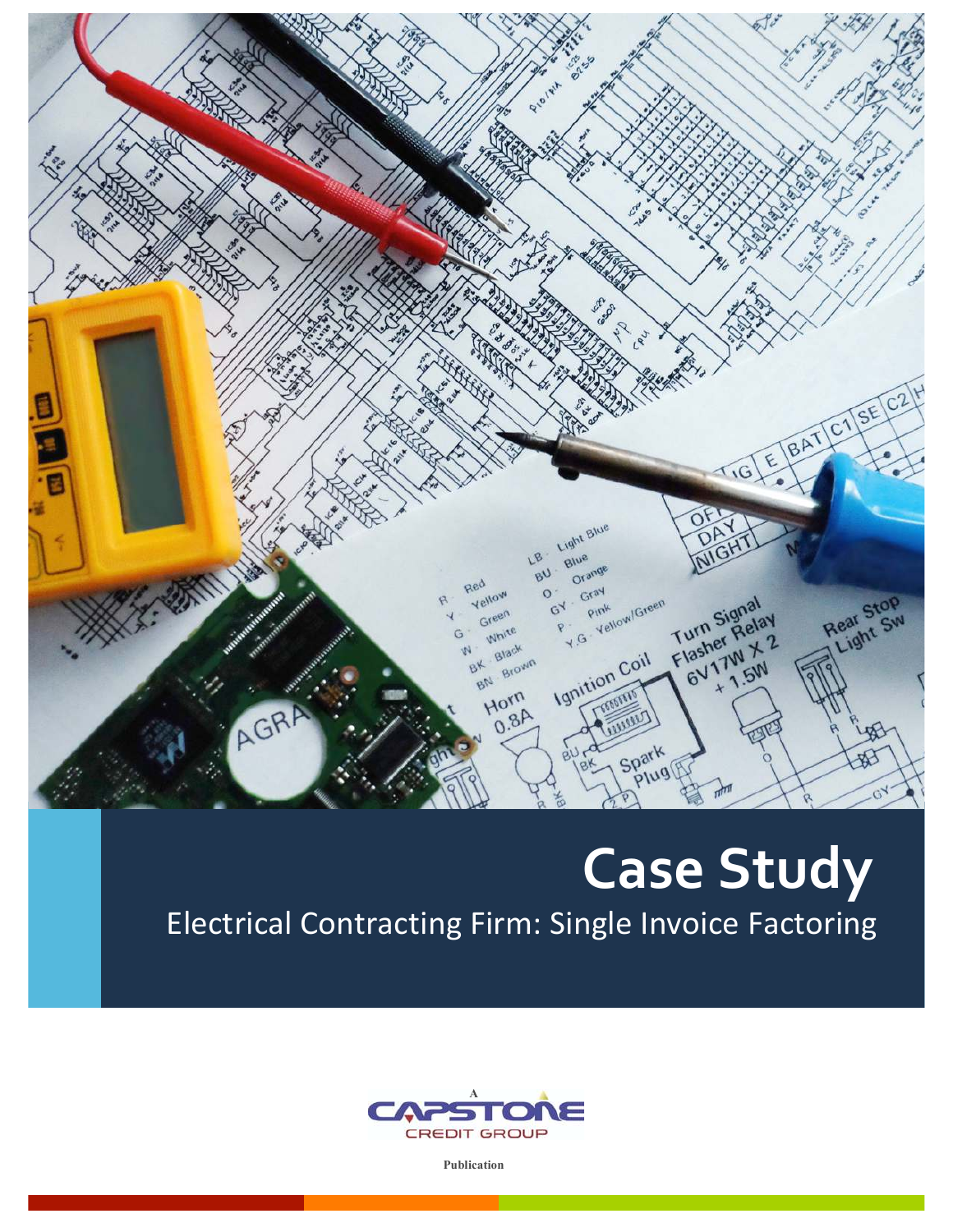# Case Study

## Electrical Contracting Firm: Single Invoice Factoring

A Capstone Credit Group Publication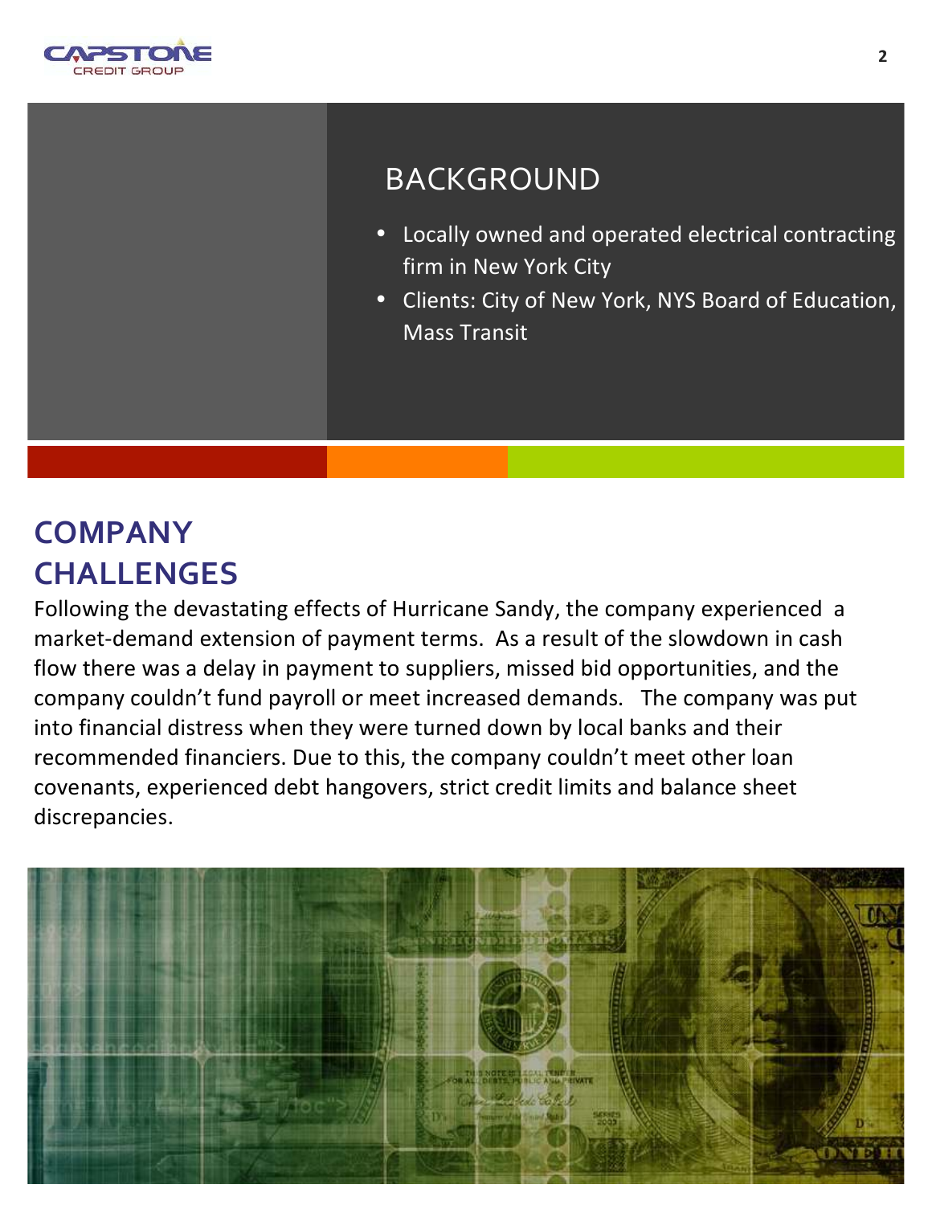## BACKGROUND

- Locally owned and operated electrical contracting firm in New York City
- Clients: City of New York, NYS Board of Education, Mass Transit

## COMPANY CHALLENGES

Following the devastating effects of Hurricane Sandy, the company experienced a market-demand extension of payment terms. As a result of the slowdown in cash flow there was a delay in payment to suppliers, missed bid opportunities, and the company couldn't fund payroll or meet increased demands. The company was put into financial distress when they were turned down by local banks and their recommended financiers. Due to this, the company couldn't meet other loan covenants, experienced debt hangovers, strict credit limits and balance sheet discrepancies.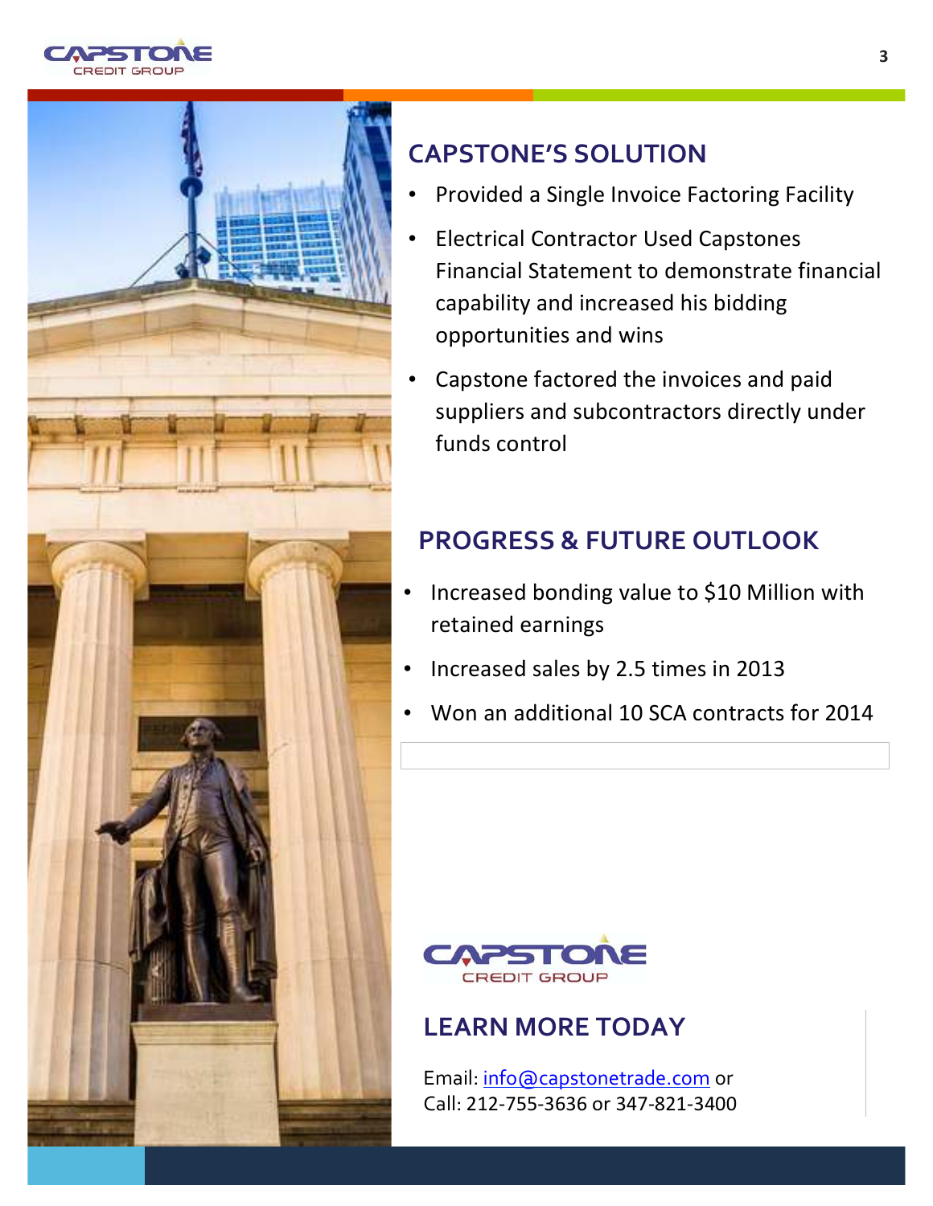## CAPSTONE'S SOLUTION

- Provided a Single Invoice Factoring Facility
- Electrical Contractor Used Capstones Financial Statement to demonstrate financial capability and increased his bidding opportunities and wins
- Capstone factored the invoices and paid suppliers and subcontractors directly under funds control

## PROGRESS & FUTURE OUTLOOK

- Increased bonding value to $10 Million with retained earnings
- Increased sales by 2.5 times in 2013
- Won an additional 10 SCA contracts for 2014

CAPSTONE CREDIT GROUP

## LEARN MORE TODAY

Email: info@capstonetrade.com or
Call: 212-755-3636 or 347-821-3400